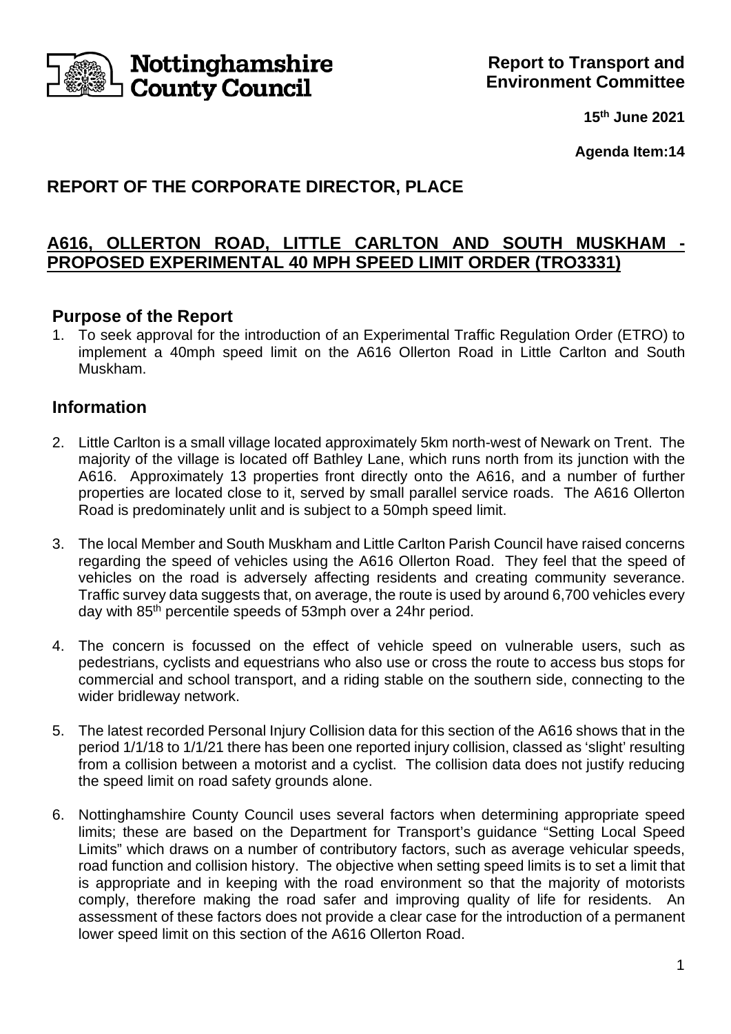Nottinghamshire County Council

**Report to Transport and Environment Committee**

**15th June 2021**

**Agenda Item:14**

## REPORT OF THE CORPORATE DIRECTOR, PLACE

## A616, OLLERTON ROAD, LITTLE CARLTON AND SOUTH MUSKHAM - PROPOSED EXPERIMENTAL 40 MPH SPEED LIMIT ORDER (TRO3331)

### Purpose of the Report

1. To seek approval for the introduction of an Experimental Traffic Regulation Order (ETRO) to implement a 40mph speed limit on the A616 Ollerton Road in Little Carlton and South Muskham.

### Information

2. Little Carlton is a small village located approximately 5km north-west of Newark on Trent. The majority of the village is located off Bathley Lane, which runs north from its junction with the A616. Approximately 13 properties front directly onto the A616, and a number of further properties are located close to it, served by small parallel service roads. The A616 Ollerton Road is predominately unlit and is subject to a 50mph speed limit.

3. The local Member and South Muskham and Little Carlton Parish Council have raised concerns regarding the speed of vehicles using the A616 Ollerton Road. They feel that the speed of vehicles on the road is adversely affecting residents and creating community severance. Traffic survey data suggests that, on average, the route is used by around 6,700 vehicles every day with 85th percentile speeds of 53mph over a 24hr period.

4. The concern is focussed on the effect of vehicle speed on vulnerable users, such as pedestrians, cyclists and equestrians who also use or cross the route to access bus stops for commercial and school transport, and a riding stable on the southern side, connecting to the wider bridleway network.

5. The latest recorded Personal Injury Collision data for this section of the A616 shows that in the period 1/1/18 to 1/1/21 there has been one reported injury collision, classed as 'slight' resulting from a collision between a motorist and a cyclist. The collision data does not justify reducing the speed limit on road safety grounds alone.

6. Nottinghamshire County Council uses several factors when determining appropriate speed limits; these are based on the Department for Transport's guidance "Setting Local Speed Limits" which draws on a number of contributory factors, such as average vehicular speeds, road function and collision history. The objective when setting speed limits is to set a limit that is appropriate and in keeping with the road environment so that the majority of motorists comply, therefore making the road safer and improving quality of life for residents. An assessment of these factors does not provide a clear case for the introduction of a permanent lower speed limit on this section of the A616 Ollerton Road.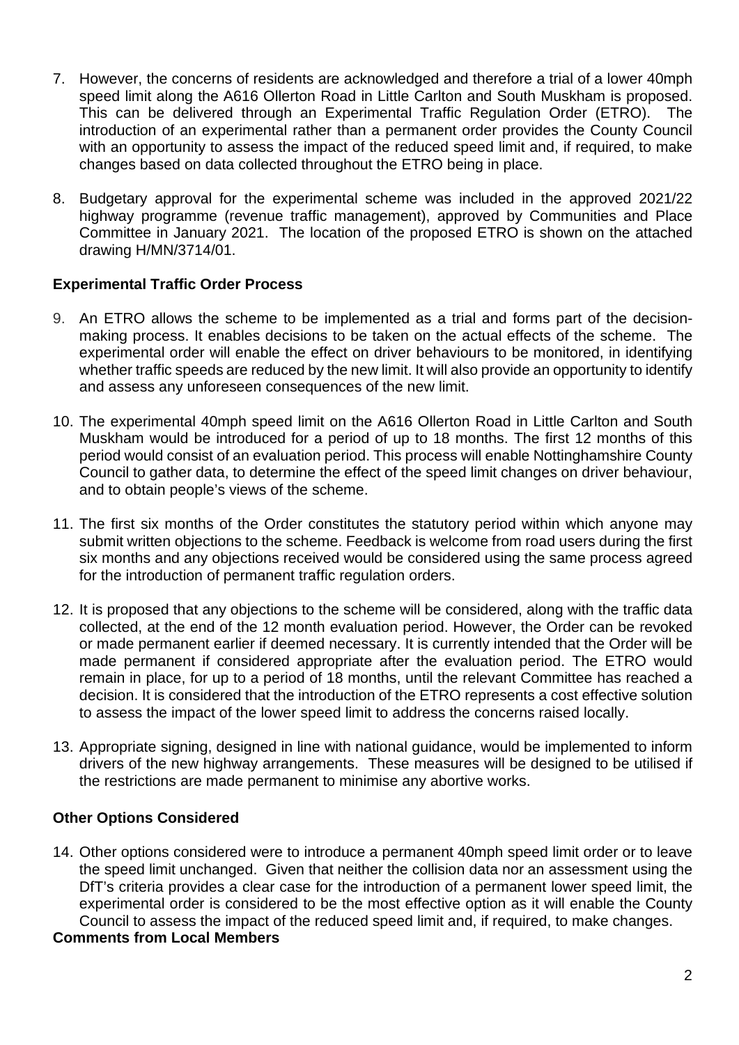7. However, the concerns of residents are acknowledged and therefore a trial of a lower 40mph speed limit along the A616 Ollerton Road in Little Carlton and South Muskham is proposed. This can be delivered through an Experimental Traffic Regulation Order (ETRO). The introduction of an experimental rather than a permanent order provides the County Council with an opportunity to assess the impact of the reduced speed limit and, if required, to make changes based on data collected throughout the ETRO being in place.

8. Budgetary approval for the experimental scheme was included in the approved 2021/22 highway programme (revenue traffic management), approved by Communities and Place Committee in January 2021. The location of the proposed ETRO is shown on the attached drawing H/MN/3714/01.

## Experimental Traffic Order Process

9. An ETRO allows the scheme to be implemented as a trial and forms part of the decision-making process. It enables decisions to be taken on the actual effects of the scheme. The experimental order will enable the effect on driver behaviours to be monitored, in identifying whether traffic speeds are reduced by the new limit. It will also provide an opportunity to identify and assess any unforeseen consequences of the new limit.

10. The experimental 40mph speed limit on the A616 Ollerton Road in Little Carlton and South Muskham would be introduced for a period of up to 18 months. The first 12 months of this period would consist of an evaluation period. This process will enable Nottinghamshire County Council to gather data, to determine the effect of the speed limit changes on driver behaviour, and to obtain people's views of the scheme.

11. The first six months of the Order constitutes the statutory period within which anyone may submit written objections to the scheme. Feedback is welcome from road users during the first six months and any objections received would be considered using the same process agreed for the introduction of permanent traffic regulation orders.

12. It is proposed that any objections to the scheme will be considered, along with the traffic data collected, at the end of the 12 month evaluation period. However, the Order can be revoked or made permanent earlier if deemed necessary. It is currently intended that the Order will be made permanent if considered appropriate after the evaluation period. The ETRO would remain in place, for up to a period of 18 months, until the relevant Committee has reached a decision. It is considered that the introduction of the ETRO represents a cost effective solution to assess the impact of the lower speed limit to address the concerns raised locally.

13. Appropriate signing, designed in line with national guidance, would be implemented to inform drivers of the new highway arrangements. These measures will be designed to be utilised if the restrictions are made permanent to minimise any abortive works.

## Other Options Considered

14. Other options considered were to introduce a permanent 40mph speed limit order or to leave the speed limit unchanged. Given that neither the collision data nor an assessment using the DfT's criteria provides a clear case for the introduction of a permanent lower speed limit, the experimental order is considered to be the most effective option as it will enable the County Council to assess the impact of the reduced speed limit and, if required, to make changes.

## Comments from Local Members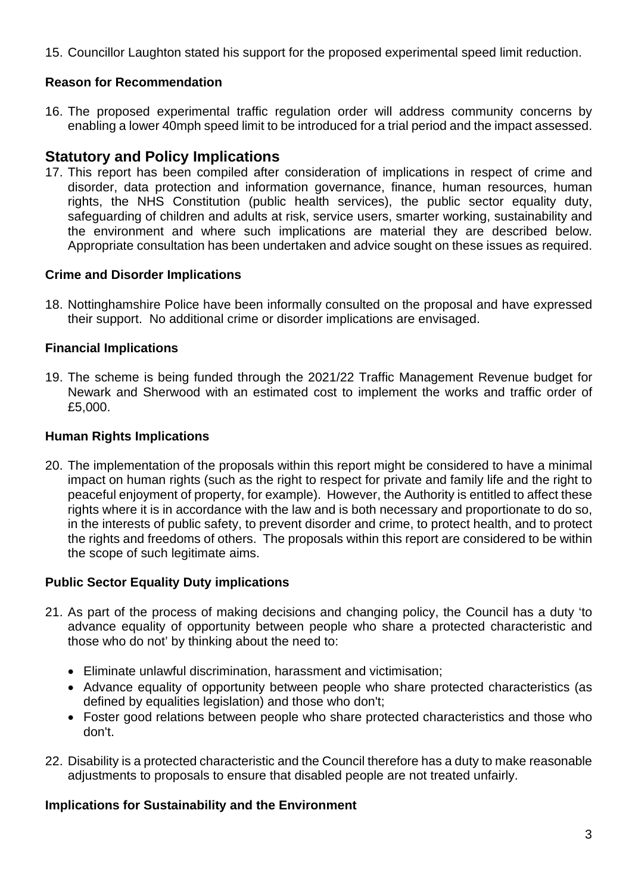15. Councillor Laughton stated his support for the proposed experimental speed limit reduction.

### Reason for Recommendation

16. The proposed experimental traffic regulation order will address community concerns by enabling a lower 40mph speed limit to be introduced for a trial period and the impact assessed.

## Statutory and Policy Implications

17. This report has been compiled after consideration of implications in respect of crime and disorder, data protection and information governance, finance, human resources, human rights, the NHS Constitution (public health services), the public sector equality duty, safeguarding of children and adults at risk, service users, smarter working, sustainability and the environment and where such implications are material they are described below. Appropriate consultation has been undertaken and advice sought on these issues as required.

### Crime and Disorder Implications

18. Nottinghamshire Police have been informally consulted on the proposal and have expressed their support. No additional crime or disorder implications are envisaged.

### Financial Implications

19. The scheme is being funded through the 2021/22 Traffic Management Revenue budget for Newark and Sherwood with an estimated cost to implement the works and traffic order of £5,000.

### Human Rights Implications

20. The implementation of the proposals within this report might be considered to have a minimal impact on human rights (such as the right to respect for private and family life and the right to peaceful enjoyment of property, for example). However, the Authority is entitled to affect these rights where it is in accordance with the law and is both necessary and proportionate to do so, in the interests of public safety, to prevent disorder and crime, to protect health, and to protect the rights and freedoms of others. The proposals within this report are considered to be within the scope of such legitimate aims.

### Public Sector Equality Duty implications

21. As part of the process of making decisions and changing policy, the Council has a duty 'to advance equality of opportunity between people who share a protected characteristic and those who do not' by thinking about the need to:

    - Eliminate unlawful discrimination, harassment and victimisation;
    - Advance equality of opportunity between people who share protected characteristics (as defined by equalities legislation) and those who don't;
    - Foster good relations between people who share protected characteristics and those who don't.

22. Disability is a protected characteristic and the Council therefore has a duty to make reasonable adjustments to proposals to ensure that disabled people are not treated unfairly.

### Implications for Sustainability and the Environment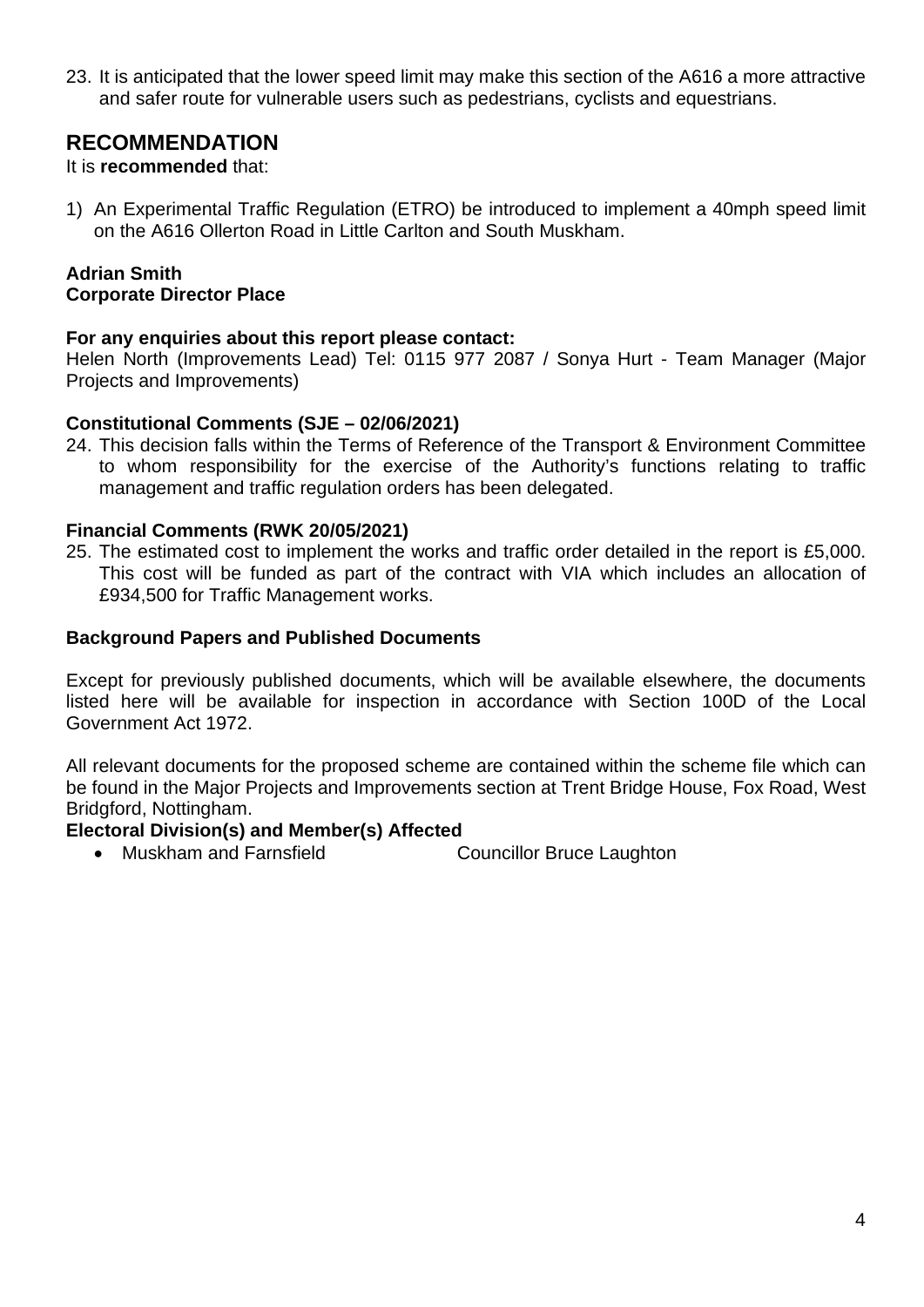23. It is anticipated that the lower speed limit may make this section of the A616 a more attractive and safer route for vulnerable users such as pedestrians, cyclists and equestrians.

## RECOMMENDATION

It is **recommended** that:

1) An Experimental Traffic Regulation (ETRO) be introduced to implement a 40mph speed limit on the A616 Ollerton Road in Little Carlton and South Muskham.

**Adrian Smith**
**Corporate Director Place**

**For any enquiries about this report please contact:**
Helen North (Improvements Lead) Tel: 0115 977 2087 / Sonya Hurt - Team Manager (Major Projects and Improvements)

**Constitutional Comments (SJE – 02/06/2021)**

24. This decision falls within the Terms of Reference of the Transport & Environment Committee to whom responsibility for the exercise of the Authority's functions relating to traffic management and traffic regulation orders has been delegated.

**Financial Comments (RWK 20/05/2021)**

25. The estimated cost to implement the works and traffic order detailed in the report is £5,000. This cost will be funded as part of the contract with VIA which includes an allocation of £934,500 for Traffic Management works.

**Background Papers and Published Documents**

Except for previously published documents, which will be available elsewhere, the documents listed here will be available for inspection in accordance with Section 100D of the Local Government Act 1972.

All relevant documents for the proposed scheme are contained within the scheme file which can be found in the Major Projects and Improvements section at Trent Bridge House, Fox Road, West Bridgford, Nottingham.

**Electoral Division(s) and Member(s) Affected**

- Muskham and Farnsfield Councillor Bruce Laughton